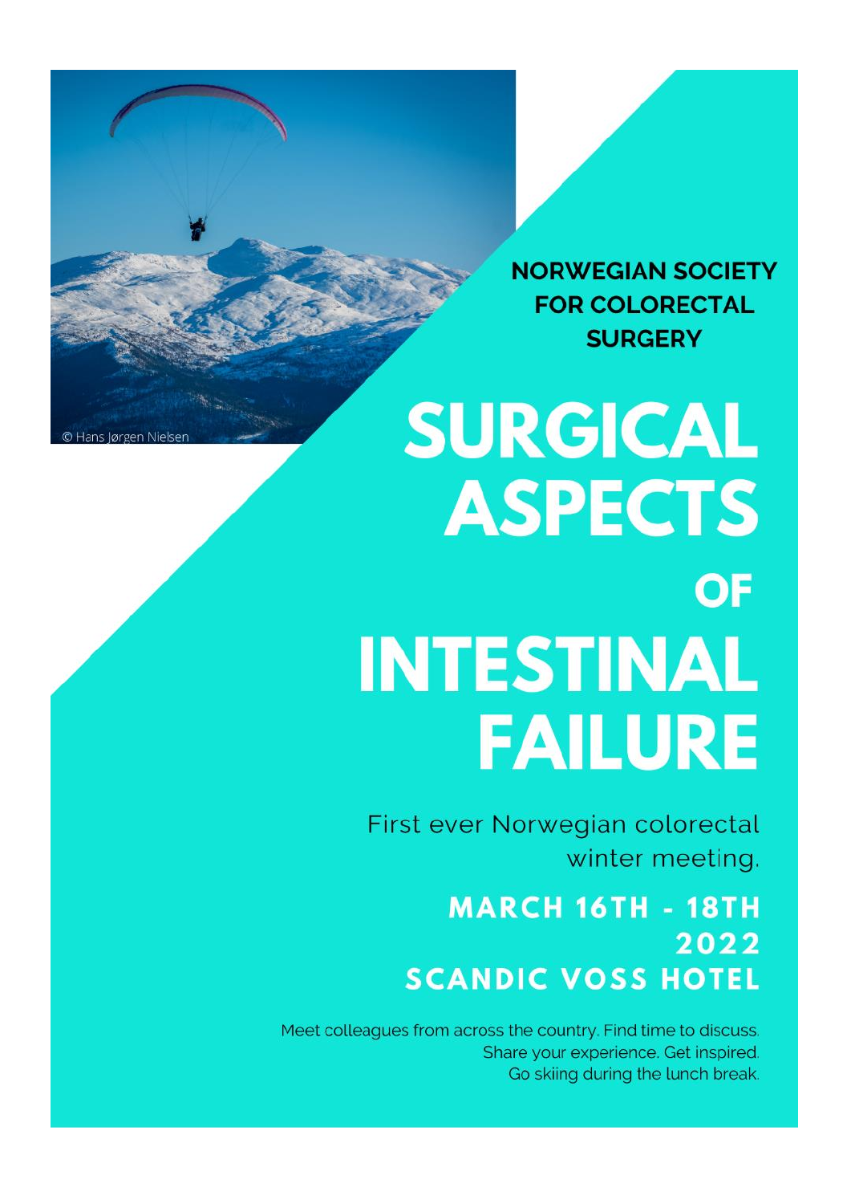© Hans Jørgen Nielsen

**NORWEGIAN SOCIETY FOR COLORECTAL SURGERY**

# SURGICAL ASPECTS OF INTESTINAL FAILURE

First ever Norwegian colorectal winter meeting.

**MARCH 16TH - 18TH 2022**
**SCANDIC VOSS HOTEL**

Meet colleagues from across the country. Find time to discuss.
Share your experience. Get inspired.
Go skiing during the lunch break.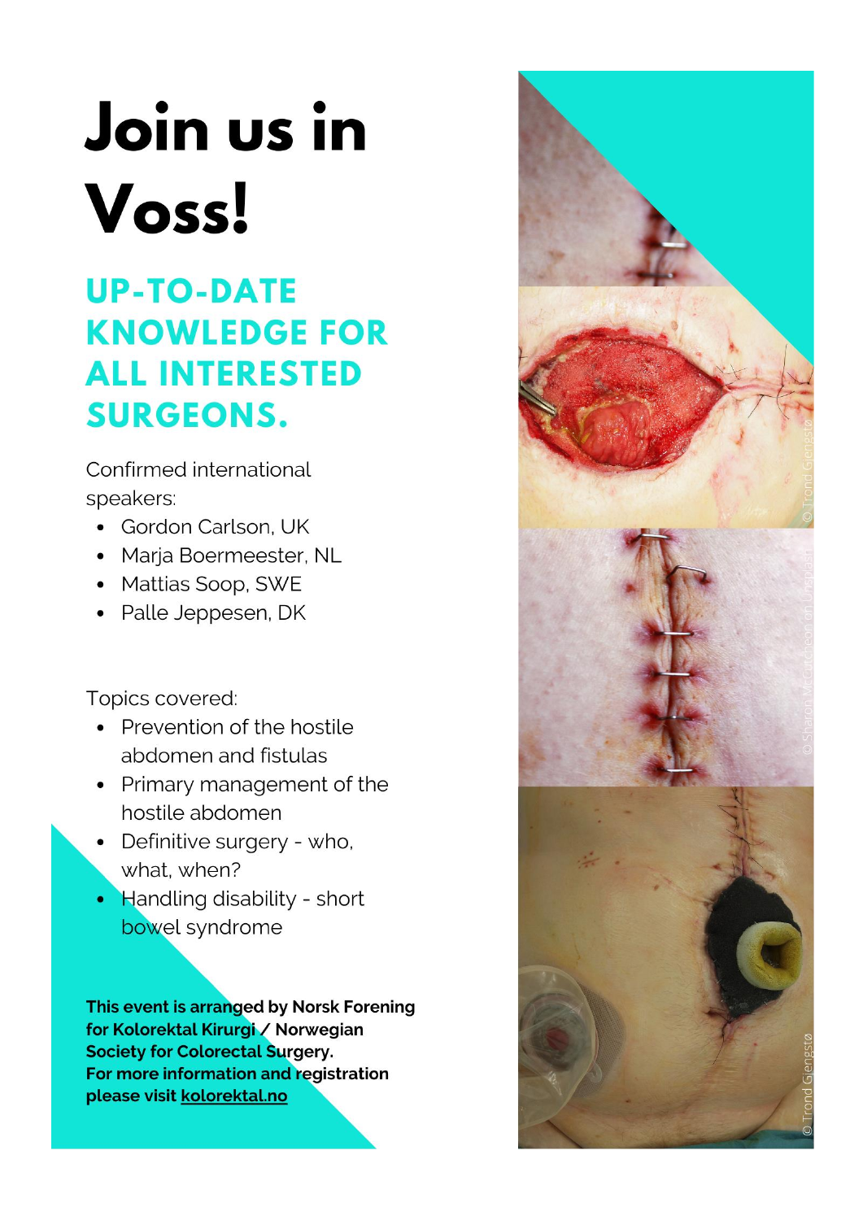# Join us in Voss!

## UP-TO-DATE KNOWLEDGE FOR ALL INTERESTED SURGEONS.

Confirmed international speakers:

- Gordon Carlson, UK
- Marja Boermeester, NL
- Mattias Soop, SWE
- Palle Jeppesen, DK

Topics covered:

- Prevention of the hostile abdomen and fistulas
- Primary management of the hostile abdomen
- Definitive surgery - who, what, when?
- Handling disability - short bowel syndrome

**This event is arranged by Norsk Forening for Kolorektal Kirurgi / Norwegian Society for Colorectal Surgery. For more information and registration please visit kolorektal.no**

© Trond Gjengstø

© Sharon McCutcheon on Unsplash

© Trond Gjengstø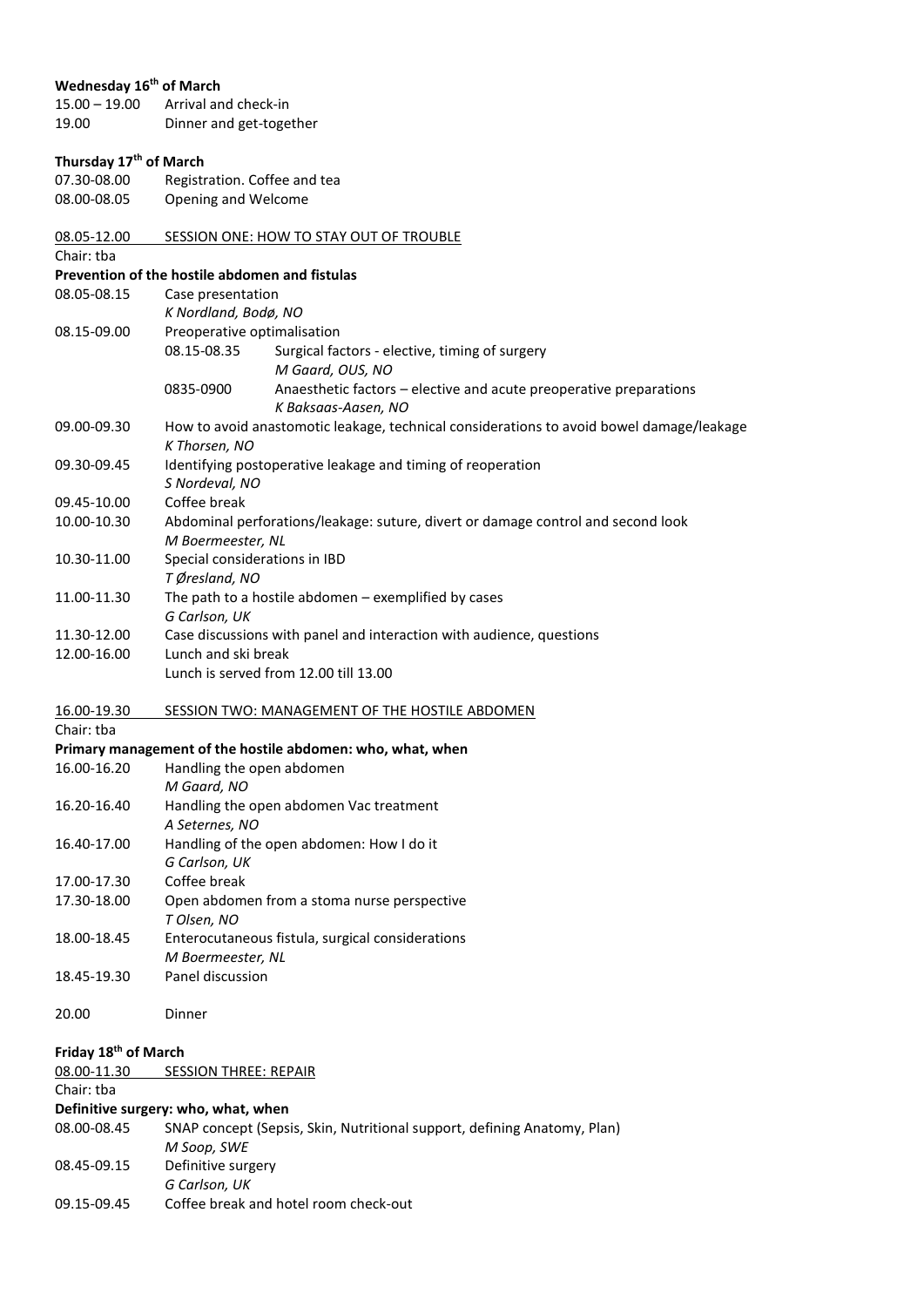**Wednesday 16th of March**

| | |
|---|---|
| 15.00 – 19.00 | Arrival and check-in |
| 19.00 | Dinner and get-together |

**Thursday 17th of March**

| | |
|---|---|
| 07.30-08.00 | Registration. Coffee and tea |
| 08.00-08.05 | Opening and Welcome |

08.05-12.00 SESSION ONE: HOW TO STAY OUT OF TROUBLE

Chair: tba

**Prevention of the hostile abdomen and fistulas**

| | | |
|---|---|---|
| 08.05-08.15 | Case presentation<br>*K Nordland, Bodø, NO* | |
| 08.15-09.00 | Preoperative optimalisation | |
| | 08.15-08.35 | Surgical factors - elective, timing of surgery<br>*M Gaard, OUS, NO* |
| | 0835-0900 | Anaesthetic factors – elective and acute preoperative preparations<br>*K Baksaas-Aasen, NO* |
| 09.00-09.30 | How to avoid anastomotic leakage, technical considerations to avoid bowel damage/leakage<br>*K Thorsen, NO* | |
| 09.30-09.45 | Identifying postoperative leakage and timing of reoperation<br>*S Nordeval, NO* | |
| 09.45-10.00 | Coffee break | |
| 10.00-10.30 | Abdominal perforations/leakage: suture, divert or damage control and second look<br>*M Boermeester, NL* | |
| 10.30-11.00 | Special considerations in IBD<br>*T Øresland, NO* | |
| 11.00-11.30 | The path to a hostile abdomen – exemplified by cases<br>*G Carlson, UK* | |
| 11.30-12.00 | Case discussions with panel and interaction with audience, questions | |
| 12.00-16.00 | Lunch and ski break<br>Lunch is served from 12.00 till 13.00 | |

16.00-19.30 SESSION TWO: MANAGEMENT OF THE HOSTILE ABDOMEN

Chair: tba

**Primary management of the hostile abdomen: who, what, when**

| | |
|---|---|
| 16.00-16.20 | Handling the open abdomen<br>*M Gaard, NO* |
| 16.20-16.40 | Handling the open abdomen Vac treatment<br>*A Seternes, NO* |
| 16.40-17.00 | Handling of the open abdomen: How I do it<br>*G Carlson, UK* |
| 17.00-17.30 | Coffee break |
| 17.30-18.00 | Open abdomen from a stoma nurse perspective<br>*T Olsen, NO* |
| 18.00-18.45 | Enterocutaneous fistula, surgical considerations<br>*M Boermeester, NL* |
| 18.45-19.30 | Panel discussion |
| 20.00 | Dinner |

**Friday 18th of March**

08.00-11.30 SESSION THREE: REPAIR

Chair: tba

**Definitive surgery: who, what, when**

| | |
|---|---|
| 08.00-08.45 | SNAP concept (Sepsis, Skin, Nutritional support, defining Anatomy, Plan)<br>*M Soop, SWE* |
| 08.45-09.15 | Definitive surgery<br>*G Carlson, UK* |
| 09.15-09.45 | Coffee break and hotel room check-out |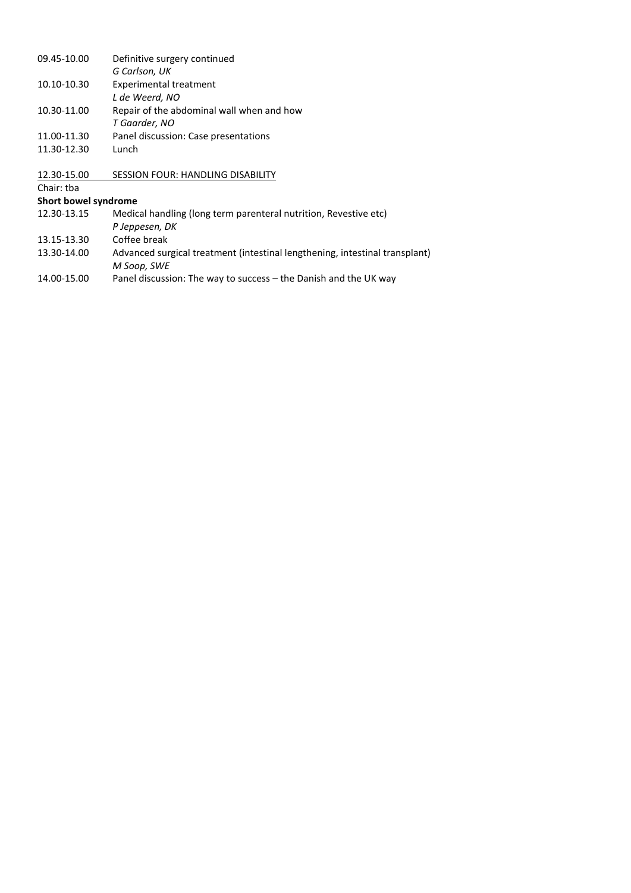| | |
|---|---|
| 09.45-10.00 | Definitive surgery continued<br>*G Carlson, UK* |
| 10.10-10.30 | Experimental treatment<br>*L de Weerd, NO* |
| 10.30-11.00 | Repair of the abdominal wall when and how<br>*T Gaarder, NO* |
| 11.00-11.30 | Panel discussion: Case presentations |
| 11.30-12.30 | Lunch |

<u>12.30-15.00 SESSION FOUR: HANDLING DISABILITY</u>

Chair: tba

**Short bowel syndrome**

| | |
|---|---|
| 12.30-13.15 | Medical handling (long term parenteral nutrition, Revestive etc)<br>*P Jeppesen, DK* |
| 13.15-13.30 | Coffee break |
| 13.30-14.00 | Advanced surgical treatment (intestinal lengthening, intestinal transplant)<br>*M Soop, SWE* |
| 14.00-15.00 | Panel discussion: The way to success – the Danish and the UK way |